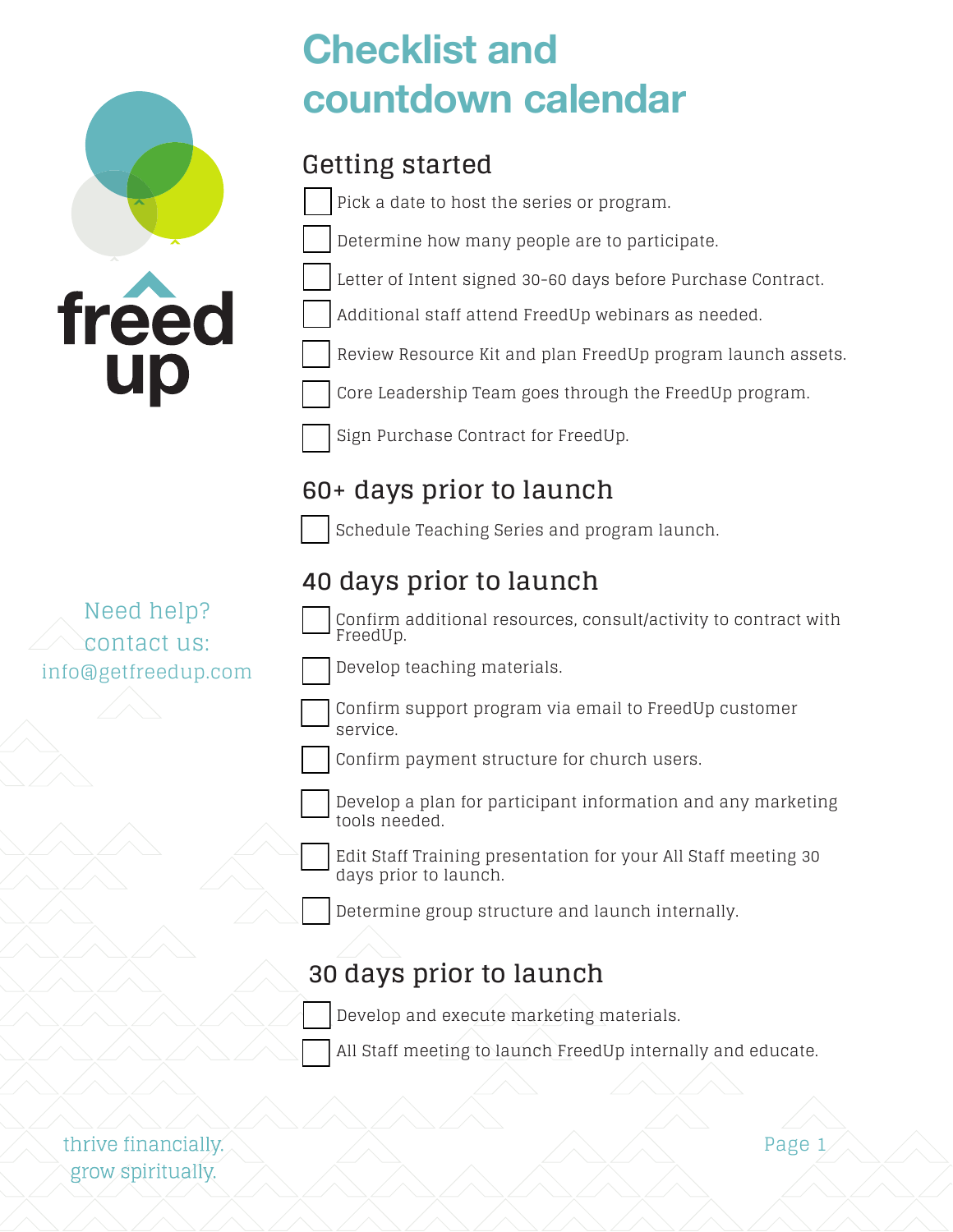# Checklist and countdown calendar

freed up

Need help?
contact us:
info@getfreedup.com

## Getting started

- [ ] Pick a date to host the series or program.
- [ ] Determine how many people are to participate.
- [ ] Letter of Intent signed 30-60 days before Purchase Contract.
- [ ] Additional staff attend FreedUp webinars as needed.
- [ ] Review Resource Kit and plan FreedUp program launch assets.
- [ ] Core Leadership Team goes through the FreedUp program.
- [ ] Sign Purchase Contract for FreedUp.

## 60+ days prior to launch

- [ ] Schedule Teaching Series and program launch.

## 40 days prior to launch

- [ ] Confirm additional resources, consult/activity to contract with FreedUp.
- [ ] Develop teaching materials.
- [ ] Confirm support program via email to FreedUp customer service.
- [ ] Confirm payment structure for church users.
- [ ] Develop a plan for participant information and any marketing tools needed.
- [ ] Edit Staff Training presentation for your All Staff meeting 30 days prior to launch.
- [ ] Determine group structure and launch internally.

## 30 days prior to launch

- [ ] Develop and execute marketing materials.
- [ ] All Staff meeting to launch FreedUp internally and educate.

thrive financially.
grow spiritually.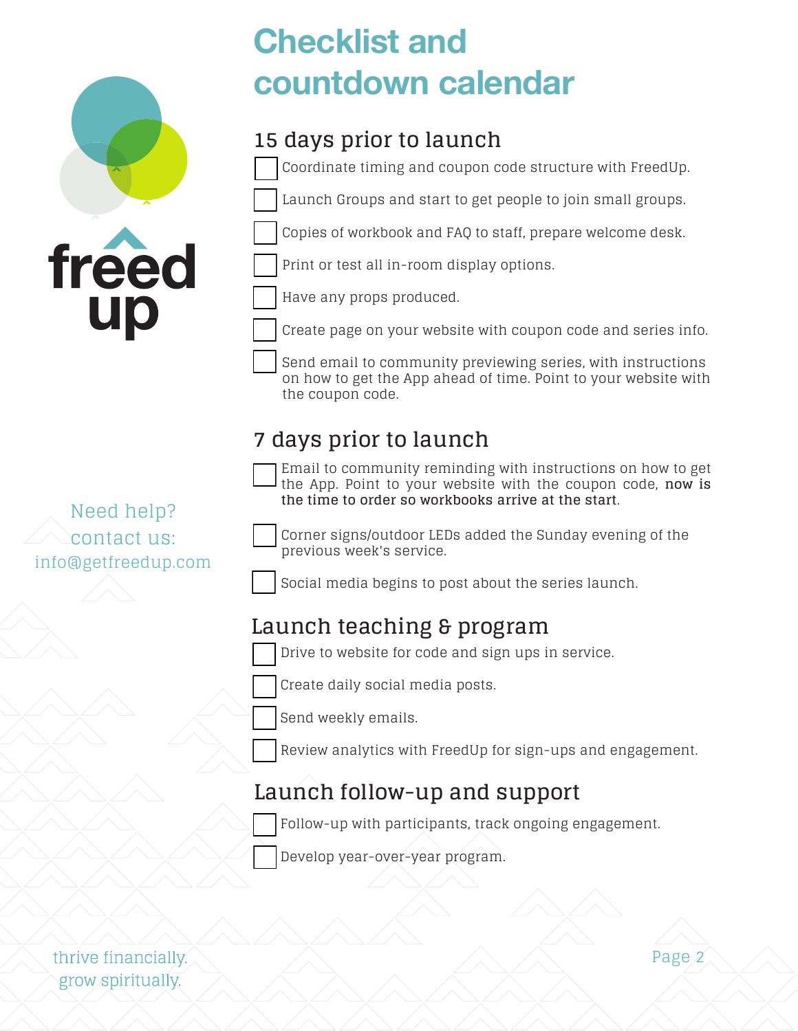# Checklist and countdown calendar

## 15 days prior to launch

- [ ] Coordinate timing and coupon code structure with FreedUp.
- [ ] Launch Groups and start to get people to join small groups.
- [ ] Copies of workbook and FAQ to staff, prepare welcome desk.
- [ ] Print or test all in-room display options.
- [ ] Have any props produced.
- [ ] Create page on your website with coupon code and series info.
- [ ] Send email to community previewing series, with instructions on how to get the App ahead of time. Point to your website with the coupon code.

## 7 days prior to launch

- [ ] Email to community reminding with instructions on how to get the App. Point to your website with the coupon code, now is the time to order so workbooks arrive at the start.
- [ ] Corner signs/outdoor LEDs added the Sunday evening of the previous week's service.
- [ ] Social media begins to post about the series launch.

## Launch teaching & program

- [ ] Drive to website for code and sign ups in service.
- [ ] Create daily social media posts.
- [ ] Send weekly emails.
- [ ] Review analytics with FreedUp for sign-ups and engagement.

## Launch follow-up and support

- [ ] Follow-up with participants, track ongoing engagement.
- [ ] Develop year-over-year program.

freed up

Need help?
contact us:
info@getfreedup.com

thrive financially.
grow spiritually.